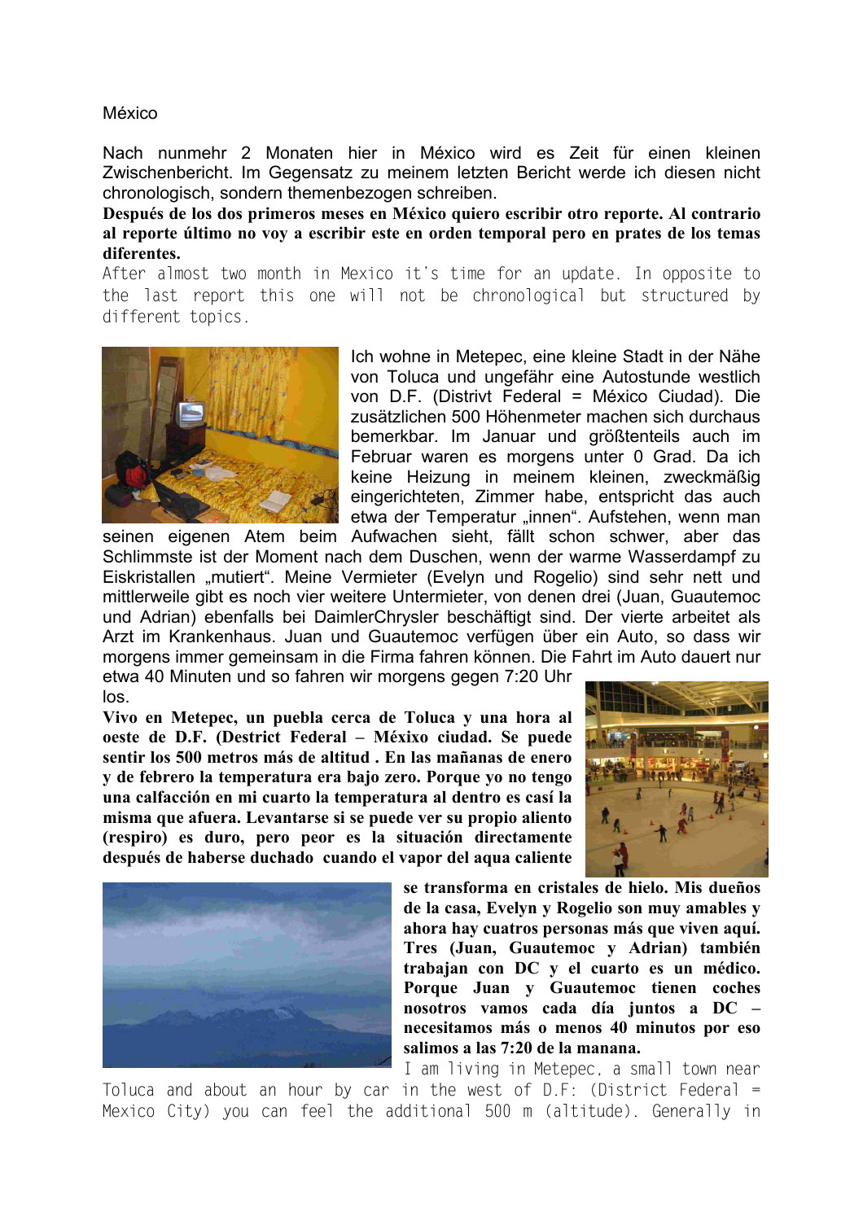México

Nach nunmehr 2 Monaten hier in México wird es Zeit für einen kleinen Zwischenbericht. Im Gegensatz zu meinem letzten Bericht werde ich diesen nicht chronologisch, sondern themenbezogen schreiben.

**Después de los dos primeros meses en México quiero escribir otro reporte. Al contrario al reporte último no voy a escribir este en orden temporal pero en prates de los temas diferentes.**

After almost two month in Mexico it's time for an update. In opposite to the last report this one will not be chronological but structured by different topics.

Ich wohne in Metepec, eine kleine Stadt in der Nähe von Toluca und ungefähr eine Autostunde westlich von D.F. (Distrivt Federal = México Ciudad). Die zusätzlichen 500 Höhenmeter machen sich durchaus bemerkbar. Im Januar und größtenteils auch im Februar waren es morgens unter 0 Grad. Da ich keine Heizung in meinem kleinen, zweckmäßig eingerichteten, Zimmer habe, entspricht das auch etwa der Temperatur „innen". Aufstehen, wenn man seinen eigenen Atem beim Aufwachen sieht, fällt schon schwer, aber das Schlimmste ist der Moment nach dem Duschen, wenn der warme Wasserdampf zu Eiskristallen „mutiert". Meine Vermieter (Evelyn und Rogelio) sind sehr nett und mittlerweile gibt es noch vier weitere Untermieter, von denen drei (Juan, Guautemoc und Adrian) ebenfalls bei DaimlerChrysler beschäftigt sind. Der vierte arbeitet als Arzt im Krankenhaus. Juan und Guautemoc verfügen über ein Auto, so dass wir morgens immer gemeinsam in die Firma fahren können. Die Fahrt im Auto dauert nur etwa 40 Minuten und so fahren wir morgens gegen 7:20 Uhr los.

**Vivo en Metepec, un puebla cerca de Toluca y una hora al oeste de D.F. (Destrict Federal – Méxixo ciudad. Se puede sentir los 500 metros más de altitud . En las mañanas de enero y de febrero la temperatura era bajo zero. Porque yo no tengo una calfacción en mi cuarto la temperatura al dentro es casí la misma que afuera. Levantarse si se puede ver su propio aliento (respiro) es duro, pero peor es la situación directamente después de haberse duchado cuando el vapor del aqua caliente se transforma en cristales de hielo. Mis dueños de la casa, Evelyn y Rogelio son muy amables y ahora hay cuatros personas más que viven aquí. Tres (Juan, Guautemoc y Adrian) también trabajan con DC y el cuarto es un médico. Porque Juan y Guautemoc tienen coches nosotros vamos cada día juntos a DC – necesitamos más o menos 40 minutos por eso salimos a las 7:20 de la manana.**

I am living in Metepec, a small town near Toluca and about an hour by car in the west of D.F: (District Federal = Mexico City) you can feel the additional 500 m (altitude). Generally in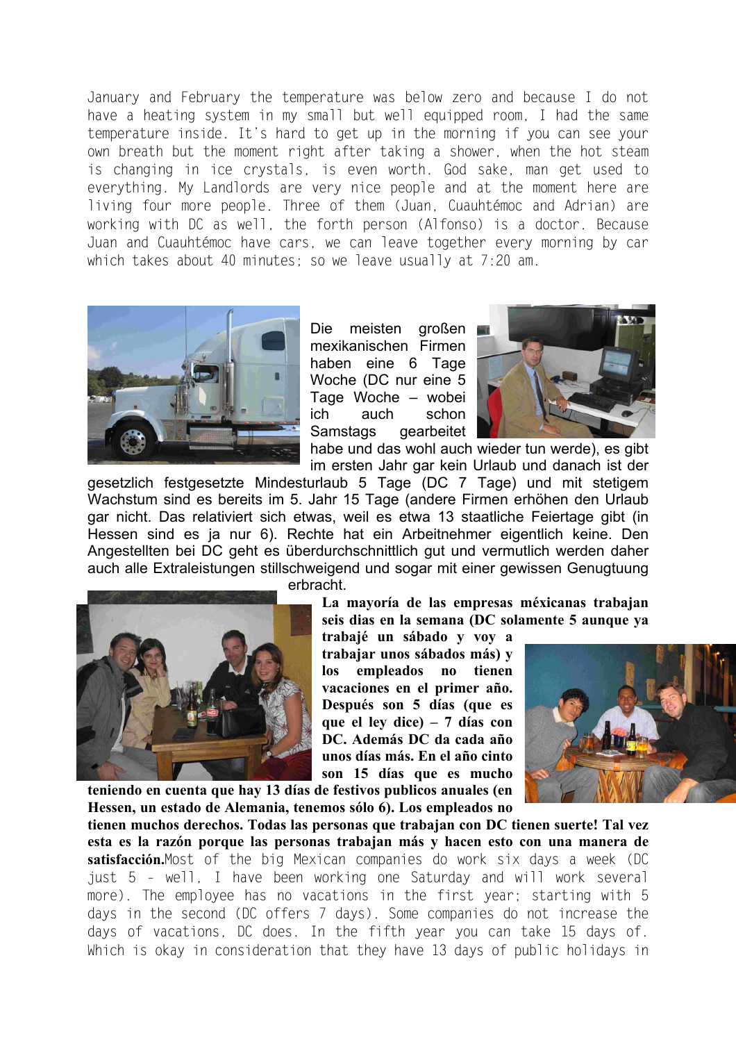January and February the temperature was below zero and because I do not have a heating system in my small but well equipped room, I had the same temperature inside. It's hard to get up in the morning if you can see your own breath but the moment right after taking a shower, when the hot steam is changing in ice crystals, is even worth. God sake, man get used to everything. My Landlords are very nice people and at the moment here are living four more people. Three of them (Juan, Cuauhtémoc and Adrian) are working with DC as well, the forth person (Alfonso) is a doctor. Because Juan and Cuauhtémoc have cars, we can leave together every morning by car which takes about 40 minutes; so we leave usually at 7:20 am.

Die meisten großen mexikanischen Firmen haben eine 6 Tage Woche (DC nur eine 5 Tage Woche – wobei ich auch schon Samstags gearbeitet habe und das wohl auch wieder tun werde), es gibt im ersten Jahr gar kein Urlaub und danach ist der gesetzlich festgesetzte Mindesturlaub 5 Tage (DC 7 Tage) und mit stetigem Wachstum sind es bereits im 5. Jahr 15 Tage (andere Firmen erhöhen den Urlaub gar nicht. Das relativiert sich etwas, weil es etwa 13 staatliche Feiertage gibt (in Hessen sind es ja nur 6). Rechte hat ein Arbeitnehmer eigentlich keine. Den Angestellten bei DC geht es überdurchschnittlich gut und vermutlich werden daher auch alle Extraleistungen stillschweigend und sogar mit einer gewissen Genugtuung erbracht.

**La mayoría de las empresas méxicanas trabajan seis dias en la semana (DC solamente 5 aunque ya trabajé un sábado y voy a trabajar unos sábados más) y los empleados no tienen vacaciones en el primer año. Después son 5 días (que es que el ley dice) – 7 días con DC. Además DC da cada año unos días más. En el año cinto son 15 días que es mucho teniendo en cuenta que hay 13 días de festivos publicos anuales (en Hessen, un estado de Alemania, tenemos sólo 6). Los empleados no tienen muchos derechos. Todas las personas que trabajan con DC tienen suerte! Tal vez esta es la razón porque las personas trabajan más y hacen esto con una manera de satisfacción.**Most of the big Mexican companies do work six days a week (DC just 5 - well, I have been working one Saturday and will work several more). The employee has no vacations in the first year; starting with 5 days in the second (DC offers 7 days). Some companies do not increase the days of vacations, DC does. In the fifth year you can take 15 days of. Which is okay in consideration that they have 13 days of public holidays in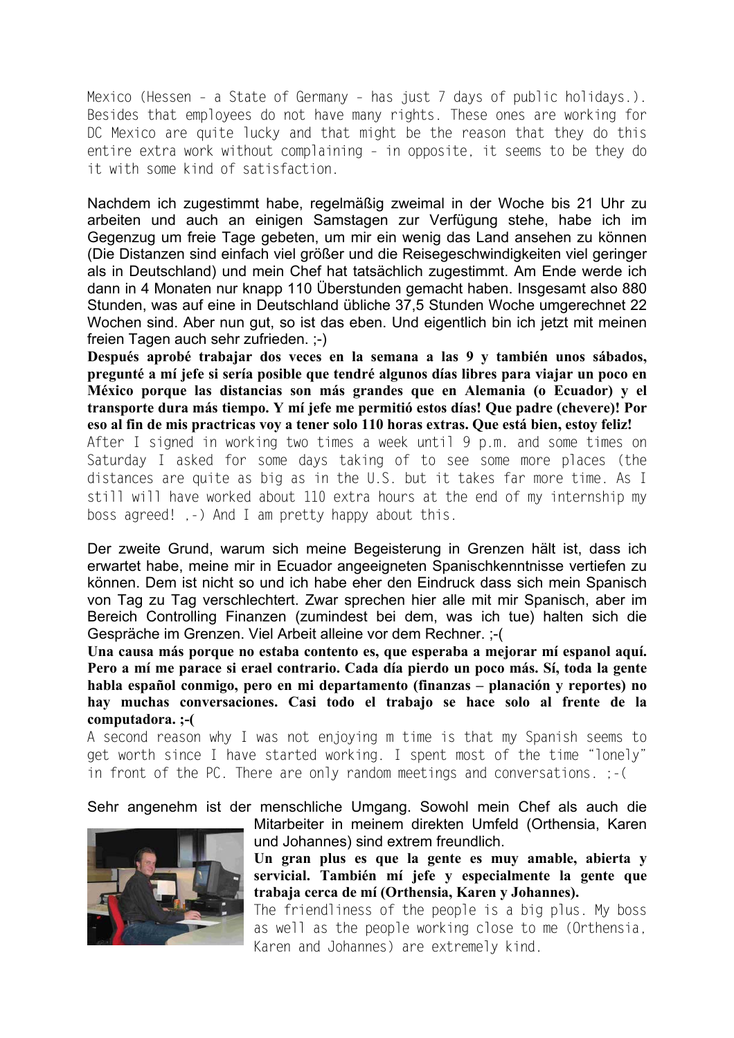Mexico (Hessen - a State of Germany - has just 7 days of public holidays.). Besides that employees do not have many rights. These ones are working for DC Mexico are quite lucky and that might be the reason that they do this entire extra work without complaining - in opposite, it seems to be they do it with some kind of satisfaction.

Nachdem ich zugestimmt habe, regelmäßig zweimal in der Woche bis 21 Uhr zu arbeiten und auch an einigen Samstagen zur Verfügung stehe, habe ich im Gegenzug um freie Tage gebeten, um mir ein wenig das Land ansehen zu können (Die Distanzen sind einfach viel größer und die Reisegeschwindigkeiten viel geringer als in Deutschland) und mein Chef hat tatsächlich zugestimmt. Am Ende werde ich dann in 4 Monaten nur knapp 110 Überstunden gemacht haben. Insgesamt also 880 Stunden, was auf eine in Deutschland übliche 37,5 Stunden Woche umgerechnet 22 Wochen sind. Aber nun gut, so ist das eben. Und eigentlich bin ich jetzt mit meinen freien Tagen auch sehr zufrieden. ;-)

**Después aprobé trabajar dos veces en la semana a las 9 y también unos sábados, pregunté a mí jefe si sería posible que tendré algunos días libres para viajar un poco en México porque las distancias son más grandes que en Alemania (o Ecuador) y el transporte dura más tiempo. Y mí jefe me permitió estos días! Que padre (chevere)! Por eso al fin de mis practricas voy a tener solo 110 horas extras. Que está bien, estoy feliz!**

After I signed in working two times a week until 9 p.m. and some times on Saturday I asked for some days taking of to see some more places (the distances are quite as big as in the U.S. but it takes far more time. As I still will have worked about 110 extra hours at the end of my internship my boss agreed! ,-) And I am pretty happy about this.

Der zweite Grund, warum sich meine Begeisterung in Grenzen hält ist, dass ich erwartet habe, meine mir in Ecuador angeeigneten Spanischkenntnisse vertiefen zu können. Dem ist nicht so und ich habe eher den Eindruck dass sich mein Spanisch von Tag zu Tag verschlechtert. Zwar sprechen hier alle mit mir Spanisch, aber im Bereich Controlling Finanzen (zumindest bei dem, was ich tue) halten sich die Gespräche im Grenzen. Viel Arbeit alleine vor dem Rechner. ;-(

**Una causa más porque no estaba contento es, que esperaba a mejorar mí espanol aquí. Pero a mí me parace si erael contrario. Cada día pierdo un poco más. Sí, toda la gente habla español conmigo, pero en mi departamento (finanzas – planación y reportes) no hay muchas conversaciones. Casi todo el trabajo se hace solo al frente de la computadora. ;-(**

A second reason why I was not enjoying m time is that my Spanish seems to get worth since I have started working. I spent most of the time "lonely" in front of the PC. There are only random meetings and conversations. ;-(

Sehr angenehm ist der menschliche Umgang. Sowohl mein Chef als auch die Mitarbeiter in meinem direkten Umfeld (Orthensia, Karen und Johannes) sind extrem freundlich.

**Un gran plus es que la gente es muy amable, abierta y servicial. También mí jefe y especialmente la gente que trabaja cerca de mí (Orthensia, Karen y Johannes).**

The friendliness of the people is a big plus. My boss as well as the people working close to me (Orthensia, Karen and Johannes) are extremely kind.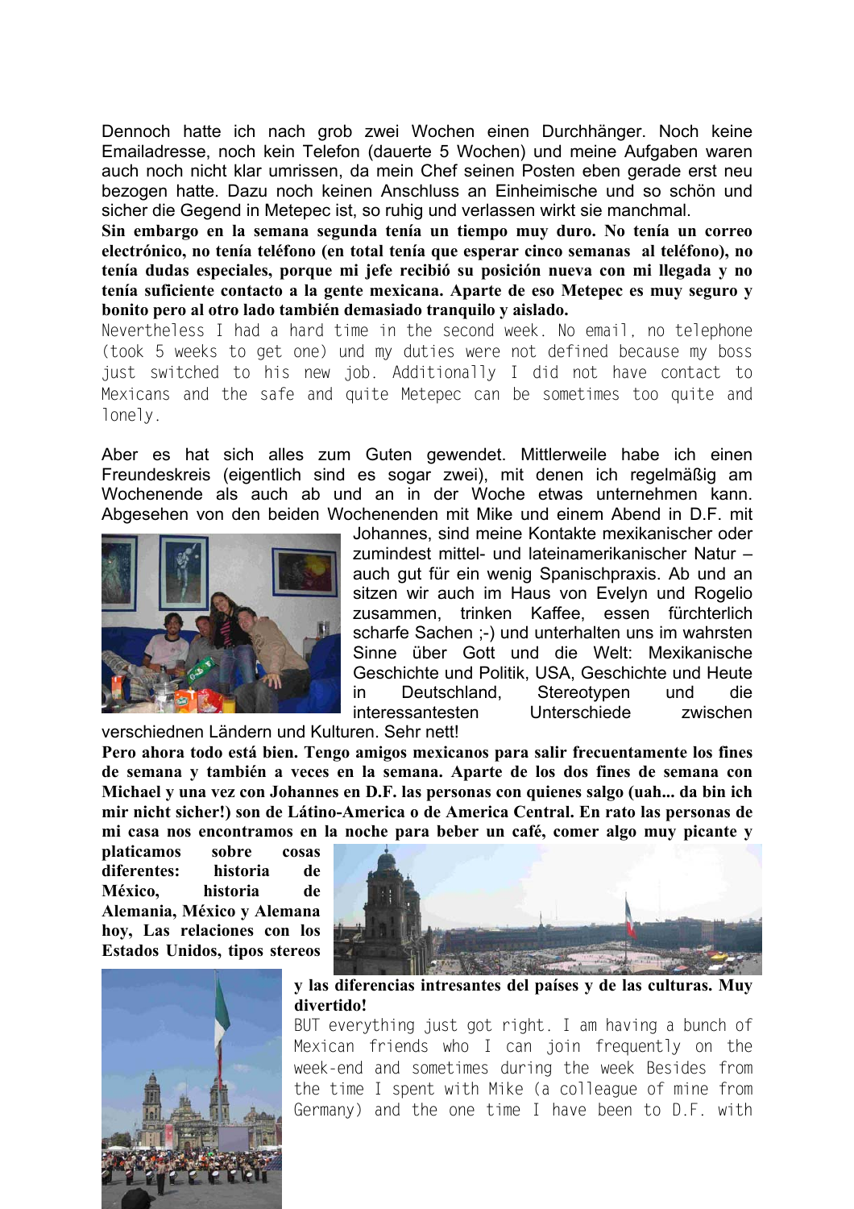Dennoch hatte ich nach grob zwei Wochen einen Durchhänger. Noch keine Emailadresse, noch kein Telefon (dauerte 5 Wochen) und meine Aufgaben waren auch noch nicht klar umrissen, da mein Chef seinen Posten eben gerade erst neu bezogen hatte. Dazu noch keinen Anschluss an Einheimische und so schön und sicher die Gegend in Metepec ist, so ruhig und verlassen wirkt sie manchmal.

**Sin embargo en la semana segunda tenía un tiempo muy duro. No tenía un correo electrónico, no tenía teléfono (en total tenía que esperar cinco semanas al teléfono), no tenía dudas especiales, porque mi jefe recibió su posición nueva con mi llegada y no tenía suficiente contacto a la gente mexicana. Aparte de eso Metepec es muy seguro y bonito pero al otro lado también demasiado tranquilo y aislado.**

Nevertheless I had a hard time in the second week. No email, no telephone (took 5 weeks to get one) und my duties were not defined because my boss just switched to his new job. Additionally I did not have contact to Mexicans and the safe and quite Metepec can be sometimes too quite and lonely.

Aber es hat sich alles zum Guten gewendet. Mittlerweile habe ich einen Freundeskreis (eigentlich sind es sogar zwei), mit denen ich regelmäßig am Wochenende als auch ab und an in der Woche etwas unternehmen kann. Abgesehen von den beiden Wochenenden mit Mike und einem Abend in D.F. mit Johannes, sind meine Kontakte mexikanischer oder zumindest mittel- und lateinamerikanischer Natur – auch gut für ein wenig Spanischpraxis. Ab und an sitzen wir auch im Haus von Evelyn und Rogelio zusammen, trinken Kaffee, essen fürchterlich scharfe Sachen ;-) und unterhalten uns im wahrsten Sinne über Gott und die Welt: Mexikanische Geschichte und Politik, USA, Geschichte und Heute in Deutschland, Stereotypen und die interessantesten Unterschiede zwischen verschiednen Ländern und Kulturen. Sehr nett!

**Pero ahora todo está bien. Tengo amigos mexicanos para salir frecuentamente los fines de semana y también a veces en la semana. Aparte de los dos fines de semana con Michael y una vez con Johannes en D.F. las personas con quienes salgo (uah... da bin ich mir nicht sicher!) son de Látino-America o de America Central. En rato las personas de mi casa nos encontramos en la noche para beber un café, comer algo muy picante y platicamos sobre cosas diferentes: historia de México, historia de Alemania, México y Alemana hoy, Las relaciones con los Estados Unidos, tipos stereos y las diferencias intresantes del países y de las culturas. Muy divertido!**

BUT everything just got right. I am having a bunch of Mexican friends who I can join frequently on the week-end and sometimes during the week Besides from the time I spent with Mike (a colleague of mine from Germany) and the one time I have been to D.F. with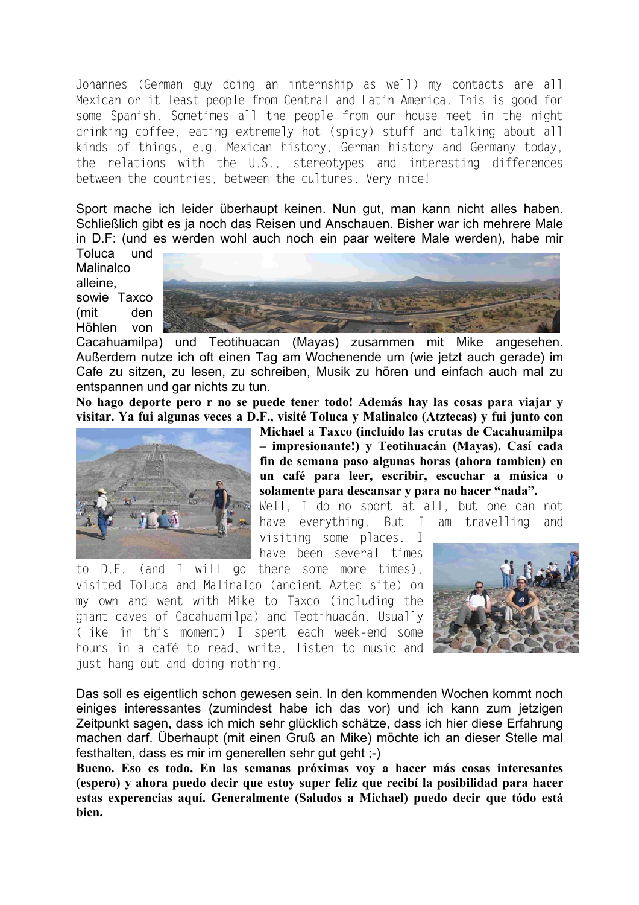Johannes (German guy doing an internship as well) my contacts are all Mexican or it least people from Central and Latin America. This is good for some Spanish. Sometimes all the people from our house meet in the night drinking coffee, eating extremely hot (spicy) stuff and talking about all kinds of things, e.g. Mexican history, German history and Germany today, the relations with the U.S., stereotypes and interesting differences between the countries, between the cultures. Very nice!

Sport mache ich leider überhaupt keinen. Nun gut, man kann nicht alles haben. Schließlich gibt es ja noch das Reisen und Anschauen. Bisher war ich mehrere Male in D.F: (und es werden wohl auch noch ein paar weitere Male werden), habe mir Toluca und Malinalco alleine, sowie Taxco (mit den Höhlen von Cacahuamilpa) und Teotihuacan (Mayas) zusammen mit Mike angesehen. Außerdem nutze ich oft einen Tag am Wochenende um (wie jetzt auch gerade) im Cafe zu sitzen, zu lesen, zu schreiben, Musik zu hören und einfach auch mal zu entspannen und gar nichts zu tun.

**No hago deporte pero r no se puede tener todo! Además hay las cosas para viajar y visitar. Ya fui algunas veces a D.F., visité Toluca y Malinalco (Atztecas) y fui junto con Michael a Taxco (incluído las crutas de Cacahuamilpa – impresionante!) y Teotihuacán (Mayas). Casí cada fin de semana paso algunas horas (ahora tambien) en un café para leer, escribir, escuchar a música o solamente para descansar y para no hacer "nada".**

Well, I do no sport at all, but one can not have everything. But I am travelling and visiting some places. I have been several times to D.F. (and I will go there some more times), visited Toluca and Malinalco (ancient Aztec site) on my own and went with Mike to Taxco (including the giant caves of Cacahuamilpa) and Teotihuacán. Usually (like in this moment) I spent each week-end some hours in a café to read, write, listen to music and just hang out and doing nothing.

Das soll es eigentlich schon gewesen sein. In den kommenden Wochen kommt noch einiges interessantes (zumindest habe ich das vor) und ich kann zum jetzigen Zeitpunkt sagen, dass ich mich sehr glücklich schätze, dass ich hier diese Erfahrung machen darf. Überhaupt (mit einen Gruß an Mike) möchte ich an dieser Stelle mal festhalten, dass es mir im generellen sehr gut geht ;-)

**Bueno. Eso es todo. En las semanas próximas voy a hacer más cosas interesantes (espero) y ahora puedo decir que estoy super feliz que recibí la posibilidad para hacer estas experencias aquí. Generalmente (Saludos a Michael) puedo decir que tódo está bien.**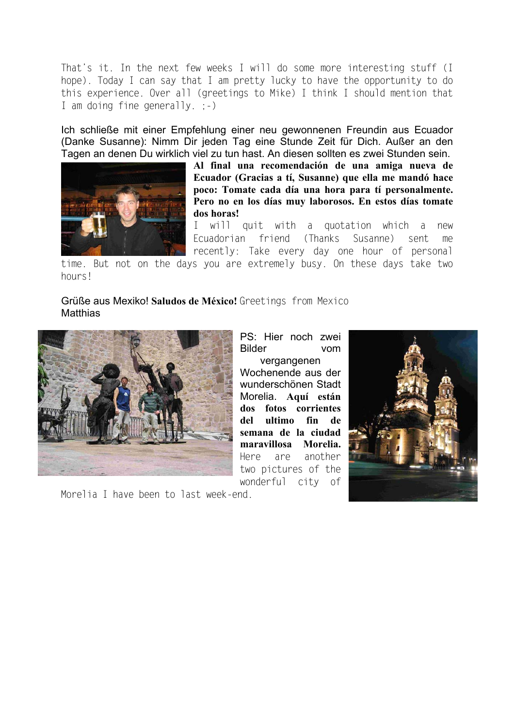That's it. In the next few weeks I will do some more interesting stuff (I hope). Today I can say that I am pretty lucky to have the opportunity to do this experience. Over all (greetings to Mike) I think I should mention that I am doing fine generally. ;-)

Ich schließe mit einer Empfehlung einer neu gewonnenen Freundin aus Ecuador (Danke Susanne): Nimm Dir jeden Tag eine Stunde Zeit für Dich. Außer an den Tagen an denen Du wirklich viel zu tun hast. An diesen sollten es zwei Stunden sein.

**Al final una recomendación de una amiga nueva de Ecuador (Gracias a tí, Susanne) que ella me mandó hace poco: Tomate cada día una hora para tí personalmente. Pero no en los días muy laborosos. En estos días tomate dos horas!**

I will quit with a quotation which a new Ecuadorian friend (Thanks Susanne) sent me recently: Take every day one hour of personal time. But not on the days you are extremely busy. On these days take two hours!

Grüße aus Mexiko! **Saludos de México!** Greetings from Mexico
Matthias

PS: Hier noch zwei Bilder vom vergangenen Wochenende aus der wunderschönen Stadt Morelia. **Aquí están dos fotos corrientes del ultimo fin de semana de la ciudad maravillosa Morelia.** Here are another two pictures of the wonderful city of Morelia I have been to last week-end.